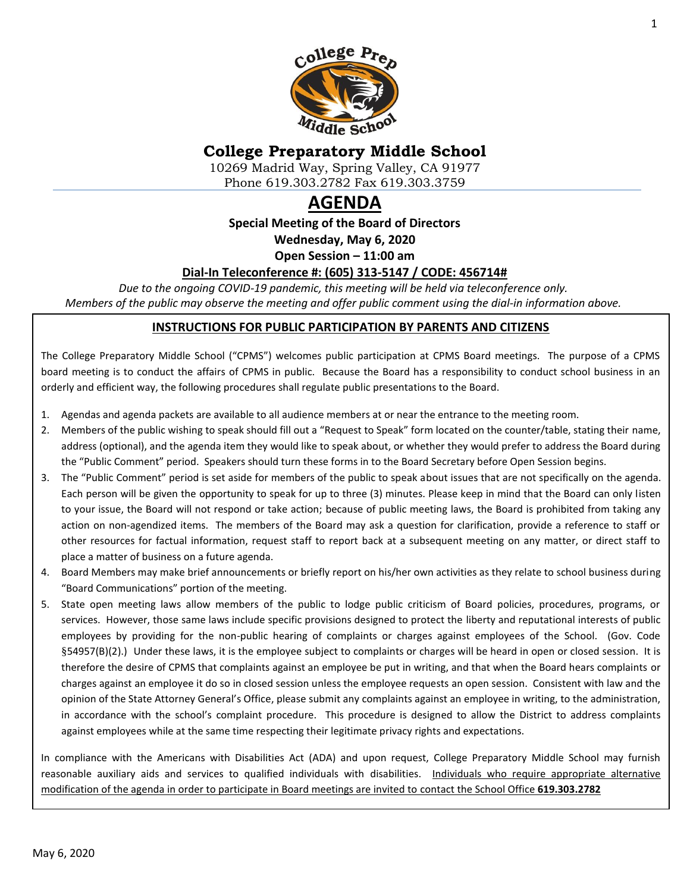# College Preparatory Middle School

10269 Madrid Way, Spring Valley, CA 91977
Phone 619.303.2782 Fax 619.303.3759

## AGENDA

**Special Meeting of the Board of Directors**

**Wednesday, May 6, 2020**

**Open Session – 11:00 am**

**Dial-In Teleconference #: (605) 313-5147 / CODE: 456714#**

*Due to the ongoing COVID-19 pandemic, this meeting will be held via teleconference only.*
*Members of the public may observe the meeting and offer public comment using the dial-in information above.*

### INSTRUCTIONS FOR PUBLIC PARTICIPATION BY PARENTS AND CITIZENS

The College Preparatory Middle School ("CPMS") welcomes public participation at CPMS Board meetings. The purpose of a CPMS board meeting is to conduct the affairs of CPMS in public. Because the Board has a responsibility to conduct school business in an orderly and efficient way, the following procedures shall regulate public presentations to the Board.

1. Agendas and agenda packets are available to all audience members at or near the entrance to the meeting room.
2. Members of the public wishing to speak should fill out a "Request to Speak" form located on the counter/table, stating their name, address (optional), and the agenda item they would like to speak about, or whether they would prefer to address the Board during the "Public Comment" period. Speakers should turn these forms in to the Board Secretary before Open Session begins.
3. The "Public Comment" period is set aside for members of the public to speak about issues that are not specifically on the agenda. Each person will be given the opportunity to speak for up to three (3) minutes. Please keep in mind that the Board can only listen to your issue, the Board will not respond or take action; because of public meeting laws, the Board is prohibited from taking any action on non-agendized items. The members of the Board may ask a question for clarification, provide a reference to staff or other resources for factual information, request staff to report back at a subsequent meeting on any matter, or direct staff to place a matter of business on a future agenda.
4. Board Members may make brief announcements or briefly report on his/her own activities as they relate to school business during "Board Communications" portion of the meeting.
5. State open meeting laws allow members of the public to lodge public criticism of Board policies, procedures, programs, or services. However, those same laws include specific provisions designed to protect the liberty and reputational interests of public employees by providing for the non-public hearing of complaints or charges against employees of the School. (Gov. Code §54957(B)(2).) Under these laws, it is the employee subject to complaints or charges will be heard in open or closed session. It is therefore the desire of CPMS that complaints against an employee be put in writing, and that when the Board hears complaints or charges against an employee it do so in closed session unless the employee requests an open session. Consistent with law and the opinion of the State Attorney General's Office, please submit any complaints against an employee in writing, to the administration, in accordance with the school's complaint procedure. This procedure is designed to allow the District to address complaints against employees while at the same time respecting their legitimate privacy rights and expectations.

In compliance with the Americans with Disabilities Act (ADA) and upon request, College Preparatory Middle School may furnish reasonable auxiliary aids and services to qualified individuals with disabilities. Individuals who require appropriate alternative modification of the agenda in order to participate in Board meetings are invited to contact the School Office **619.303.2782**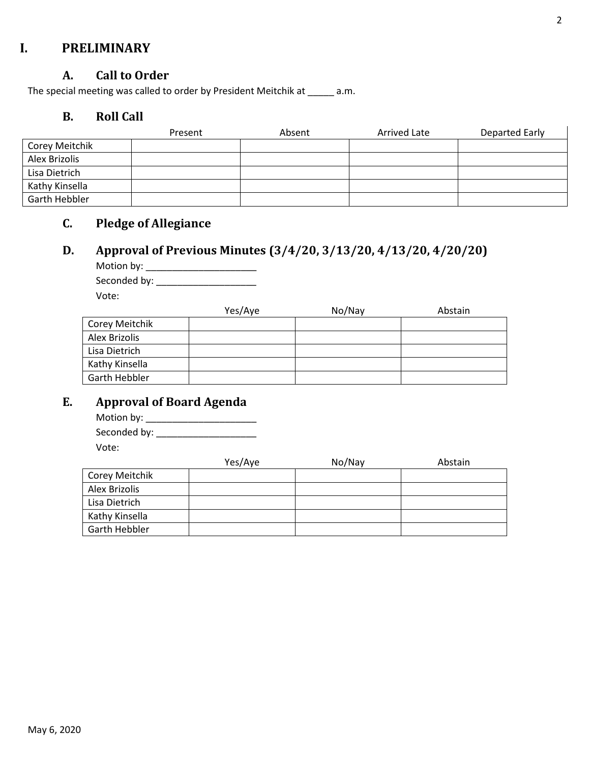# I. PRELIMINARY

## A. Call to Order

The special meeting was called to order by President Meitchik at _____ a.m.

## B. Roll Call

| | Present | Absent | Arrived Late | Departed Early |
|---|---|---|---|---|
| Corey Meitchik | | | | |
| Alex Brizolis | | | | |
| Lisa Dietrich | | | | |
| Kathy Kinsella | | | | |
| Garth Hebbler | | | | |

## C. Pledge of Allegiance

## D. Approval of Previous Minutes (3/4/20, 3/13/20, 4/13/20, 4/20/20)

Motion by: _____________________

Seconded by: ___________________

Vote:

| | Yes/Aye | No/Nay | Abstain |
|---|---|---|---|
| Corey Meitchik | | | |
| Alex Brizolis | | | |
| Lisa Dietrich | | | |
| Kathy Kinsella | | | |
| Garth Hebbler | | | |

## E. Approval of Board Agenda

Motion by: _____________________

Seconded by: ___________________

Vote:

| | Yes/Aye | No/Nay | Abstain |
|---|---|---|---|
| Corey Meitchik | | | |
| Alex Brizolis | | | |
| Lisa Dietrich | | | |
| Kathy Kinsella | | | |
| Garth Hebbler | | | |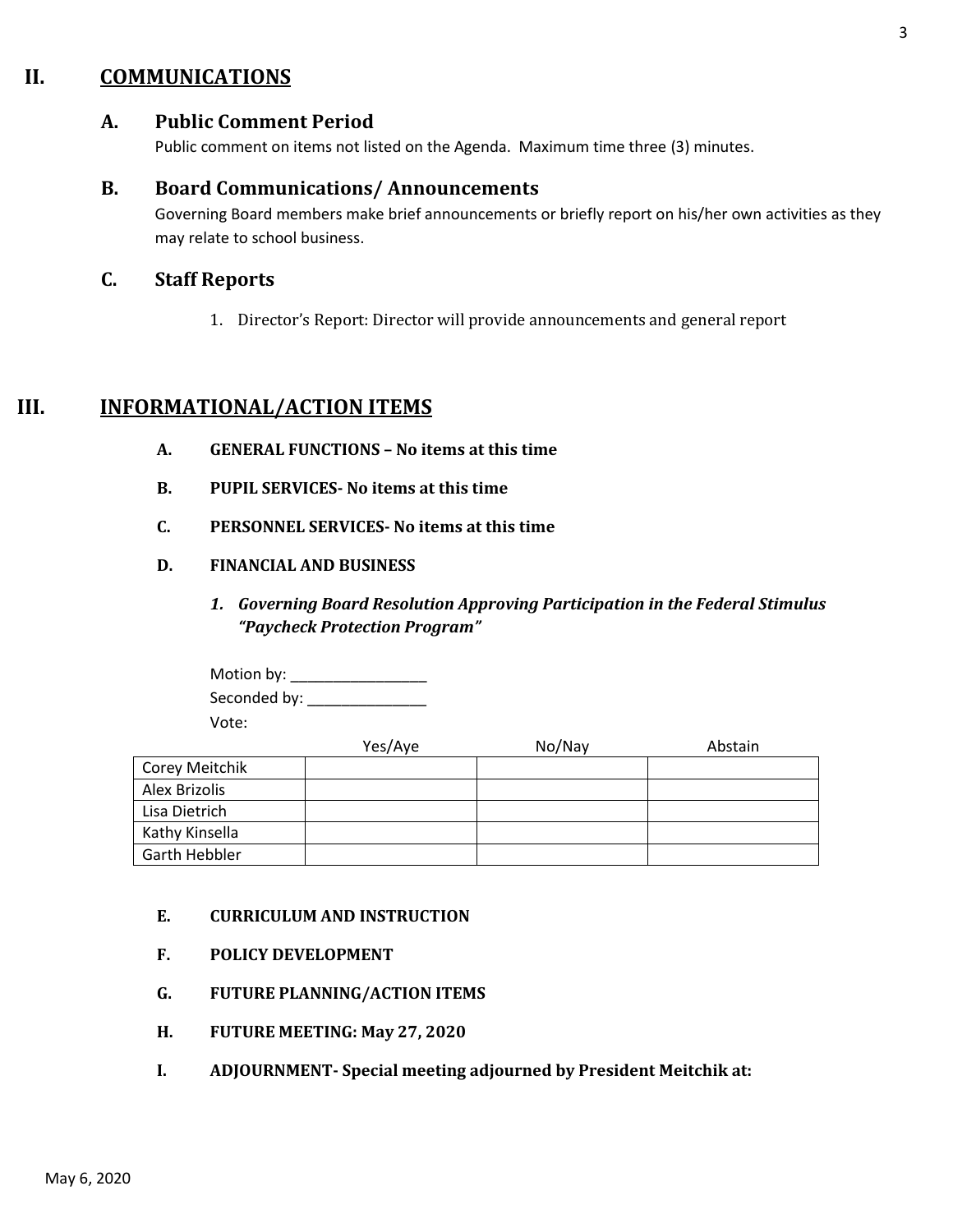## II. COMMUNICATIONS

### A. Public Comment Period

Public comment on items not listed on the Agenda. Maximum time three (3) minutes.

### B. Board Communications/ Announcements

Governing Board members make brief announcements or briefly report on his/her own activities as they may relate to school business.

### C. Staff Reports

1. Director's Report: Director will provide announcements and general report

## III. INFORMATIONAL/ACTION ITEMS

**A. GENERAL FUNCTIONS – No items at this time**

**B. PUPIL SERVICES- No items at this time**

**C. PERSONNEL SERVICES- No items at this time**

**D. FINANCIAL AND BUSINESS**

***1. Governing Board Resolution Approving Participation in the Federal Stimulus "Paycheck Protection Program"***

Motion by: _________________

Seconded by: _______________

Vote:

| | Yes/Aye | No/Nay | Abstain |
|---|---|---|---|
| Corey Meitchik | | | |
| Alex Brizolis | | | |
| Lisa Dietrich | | | |
| Kathy Kinsella | | | |
| Garth Hebbler | | | |

**E. CURRICULUM AND INSTRUCTION**

**F. POLICY DEVELOPMENT**

**G. FUTURE PLANNING/ACTION ITEMS**

**H. FUTURE MEETING: May 27, 2020**

**I. ADJOURNMENT- Special meeting adjourned by President Meitchik at:**

May 6, 2020